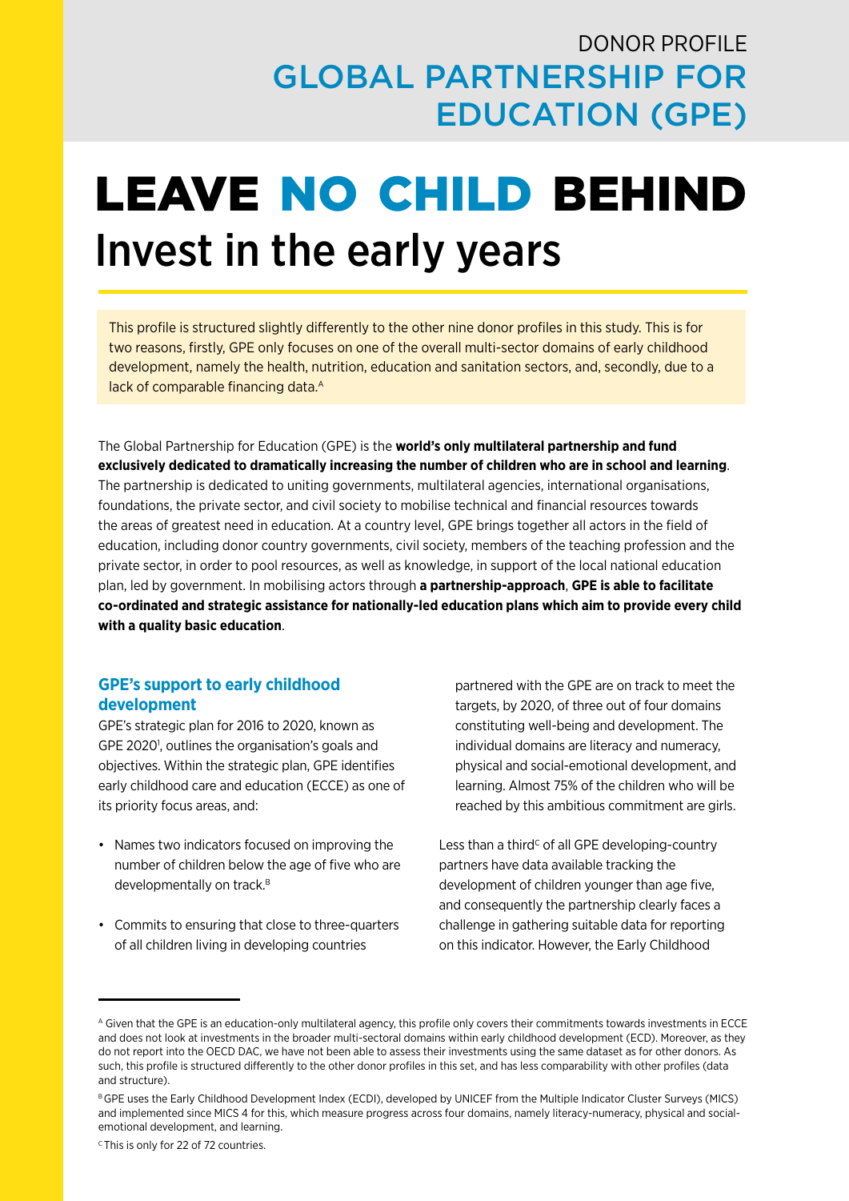DONOR PROFILE

# GLOBAL PARTNERSHIP FOR EDUCATION (GPE)

# LEAVE NO CHILD BEHIND

## Invest in the early years

This profile is structured slightly differently to the other nine donor profiles in this study. This is for two reasons, firstly, GPE only focuses on one of the overall multi-sector domains of early childhood development, namely the health, nutrition, education and sanitation sectors, and, secondly, due to a lack of comparable financing data.[A]

The Global Partnership for Education (GPE) is the **world's only multilateral partnership and fund exclusively dedicated to dramatically increasing the number of children who are in school and learning**. The partnership is dedicated to uniting governments, multilateral agencies, international organisations, foundations, the private sector, and civil society to mobilise technical and financial resources towards the areas of greatest need in education. At a country level, GPE brings together all actors in the field of education, including donor country governments, civil society, members of the teaching profession and the private sector, in order to pool resources, as well as knowledge, in support of the local national education plan, led by government. In mobilising actors through **a partnership-approach**, **GPE is able to facilitate co-ordinated and strategic assistance for nationally-led education plans which aim to provide every child with a quality basic education**.

### GPE's support to early childhood development

GPE's strategic plan for 2016 to 2020, known as GPE 2020[1], outlines the organisation's goals and objectives. Within the strategic plan, GPE identifies early childhood care and education (ECCE) as one of its priority focus areas, and:

- Names two indicators focused on improving the number of children below the age of five who are developmentally on track.[B]
- Commits to ensuring that close to three-quarters of all children living in developing countries partnered with the GPE are on track to meet the targets, by 2020, of three out of four domains constituting well-being and development. The individual domains are literacy and numeracy, physical and social-emotional development, and learning. Almost 75% of the children who will be reached by this ambitious commitment are girls.

Less than a third[C] of all GPE developing-country partners have data available tracking the development of children younger than age five, and consequently the partnership clearly faces a challenge in gathering suitable data for reporting on this indicator. However, the Early Childhood

---

[A] Given that the GPE is an education-only multilateral agency, this profile only covers their commitments towards investments in ECCE and does not look at investments in the broader multi-sectoral domains within early childhood development (ECD). Moreover, as they do not report into the OECD DAC, we have not been able to assess their investments using the same dataset as for other donors. As such, this profile is structured differently to the other donor profiles in this set, and has less comparability with other profiles (data and structure).

[B] GPE uses the Early Childhood Development Index (ECDI), developed by UNICEF from the Multiple Indicator Cluster Surveys (MICS) and implemented since MICS 4 for this, which measure progress across four domains, namely literacy-numeracy, physical and social-emotional development, and learning.

[C] This is only for 22 of 72 countries.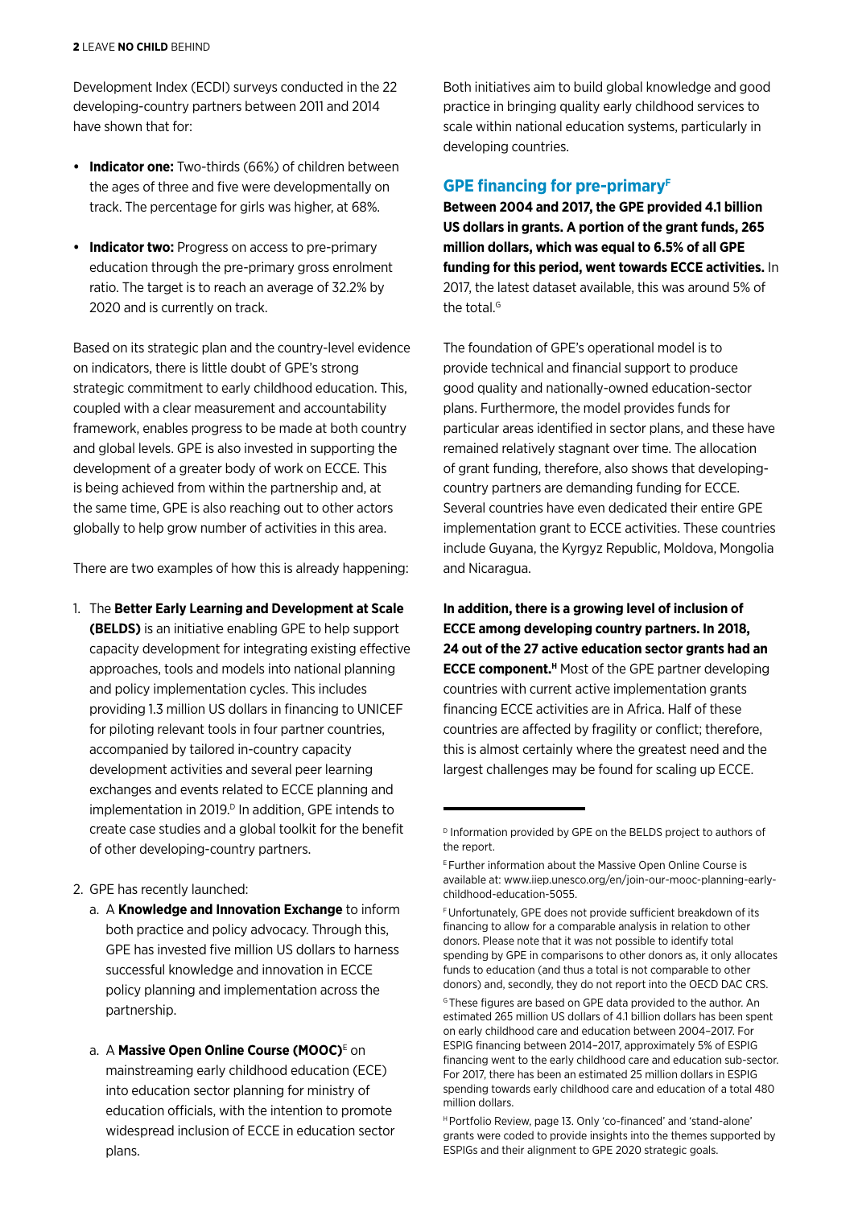Development Index (ECDI) surveys conducted in the 22 developing-country partners between 2011 and 2014 have shown that for:

- **Indicator one:** Two-thirds (66%) of children between the ages of three and five were developmentally on track. The percentage for girls was higher, at 68%.
- **Indicator two:** Progress on access to pre-primary education through the pre-primary gross enrolment ratio. The target is to reach an average of 32.2% by 2020 and is currently on track.

Based on its strategic plan and the country-level evidence on indicators, there is little doubt of GPE's strong strategic commitment to early childhood education. This, coupled with a clear measurement and accountability framework, enables progress to be made at both country and global levels. GPE is also invested in supporting the development of a greater body of work on ECCE. This is being achieved from within the partnership and, at the same time, GPE is also reaching out to other actors globally to help grow number of activities in this area.

There are two examples of how this is already happening:

1. The **Better Early Learning and Development at Scale (BELDS)** is an initiative enabling GPE to help support capacity development for integrating existing effective approaches, tools and models into national planning and policy implementation cycles. This includes providing 1.3 million US dollars in financing to UNICEF for piloting relevant tools in four partner countries, accompanied by tailored in-country capacity development activities and several peer learning exchanges and events related to ECCE planning and implementation in 2019.[D] In addition, GPE intends to create case studies and a global toolkit for the benefit of other developing-country partners.

2. GPE has recently launched:
   a. A **Knowledge and Innovation Exchange** to inform both practice and policy advocacy. Through this, GPE has invested five million US dollars to harness successful knowledge and innovation in ECCE policy planning and implementation across the partnership.

   a. A **Massive Open Online Course (MOOC)**[E] on mainstreaming early childhood education (ECE) into education sector planning for ministry of education officials, with the intention to promote widespread inclusion of ECCE in education sector plans.

Both initiatives aim to build global knowledge and good practice in bringing quality early childhood services to scale within national education systems, particularly in developing countries.

## GPE financing for pre-primary[F]

**Between 2004 and 2017, the GPE provided 4.1 billion US dollars in grants. A portion of the grant funds, 265 million dollars, which was equal to 6.5% of all GPE funding for this period, went towards ECCE activities.** In 2017, the latest dataset available, this was around 5% of the total.[G]

The foundation of GPE's operational model is to provide technical and financial support to produce good quality and nationally-owned education-sector plans. Furthermore, the model provides funds for particular areas identified in sector plans, and these have remained relatively stagnant over time. The allocation of grant funding, therefore, also shows that developing-country partners are demanding funding for ECCE. Several countries have even dedicated their entire GPE implementation grant to ECCE activities. These countries include Guyana, the Kyrgyz Republic, Moldova, Mongolia and Nicaragua.

**In addition, there is a growing level of inclusion of ECCE among developing country partners. In 2018, 24 out of the 27 active education sector grants had an ECCE component.[H]** Most of the GPE partner developing countries with current active implementation grants financing ECCE activities are in Africa. Half of these countries are affected by fragility or conflict; therefore, this is almost certainly where the greatest need and the largest challenges may be found for scaling up ECCE.

---

[D] Information provided by GPE on the BELDS project to authors of the report.

[E] Further information about the Massive Open Online Course is available at: www.iiep.unesco.org/en/join-our-mooc-planning-early-childhood-education-5055.

[F] Unfortunately, GPE does not provide sufficient breakdown of its financing to allow for a comparable analysis in relation to other donors. Please note that it was not possible to identify total spending by GPE in comparisons to other donors as, it only allocates funds to education (and thus a total is not comparable to other donors) and, secondly, they do not report into the OECD DAC CRS.

[G] These figures are based on GPE data provided to the author. An estimated 265 million US dollars of 4.1 billion dollars has been spent on early childhood care and education between 2004–2017. For ESPIG financing between 2014–2017, approximately 5% of ESPIG financing went to the early childhood care and education sub-sector. For 2017, there has been an estimated 25 million dollars in ESPIG spending towards early childhood care and education of a total 480 million dollars.

[H] Portfolio Review, page 13. Only 'co-financed' and 'stand-alone' grants were coded to provide insights into the themes supported by ESPIGs and their alignment to GPE 2020 strategic goals.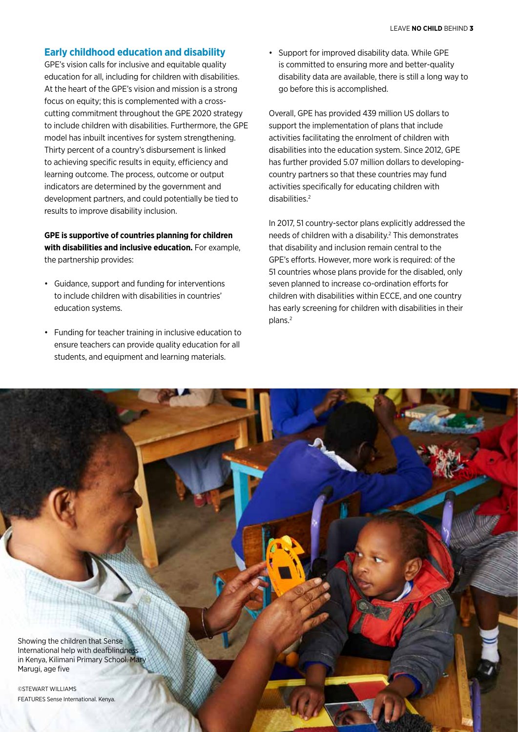## Early childhood education and disability

GPE's vision calls for inclusive and equitable quality education for all, including for children with disabilities. At the heart of the GPE's vision and mission is a strong focus on equity; this is complemented with a cross-cutting commitment throughout the GPE 2020 strategy to include children with disabilities. Furthermore, the GPE model has inbuilt incentives for system strengthening. Thirty percent of a country's disbursement is linked to achieving specific results in equity, efficiency and learning outcome. The process, outcome or output indicators are determined by the government and development partners, and could potentially be tied to results to improve disability inclusion.

**GPE is supportive of countries planning for children with disabilities and inclusive education.** For example, the partnership provides:

- Guidance, support and funding for interventions to include children with disabilities in countries' education systems.
- Funding for teacher training in inclusive education to ensure teachers can provide quality education for all students, and equipment and learning materials.
- Support for improved disability data. While GPE is committed to ensuring more and better-quality disability data are available, there is still a long way to go before this is accomplished.

Overall, GPE has provided 439 million US dollars to support the implementation of plans that include activities facilitating the enrolment of children with disabilities into the education system. Since 2012, GPE has further provided 5.07 million dollars to developing-country partners so that these countries may fund activities specifically for educating children with disabilities.[2]

In 2017, 51 country-sector plans explicitly addressed the needs of children with a disability.[2] This demonstrates that disability and inclusion remain central to the GPE's efforts. However, more work is required: of the 51 countries whose plans provide for the disabled, only seven planned to increase co-ordination efforts for children with disabilities within ECCE, and one country has early screening for children with disabilities in their plans.[2]

Showing the children that Sense International help with deafblindness in Kenya, Kilimani Primary School. Mary Marugi, age five

©STEWART WILLIAMS FEATURES Sense International. Kenya.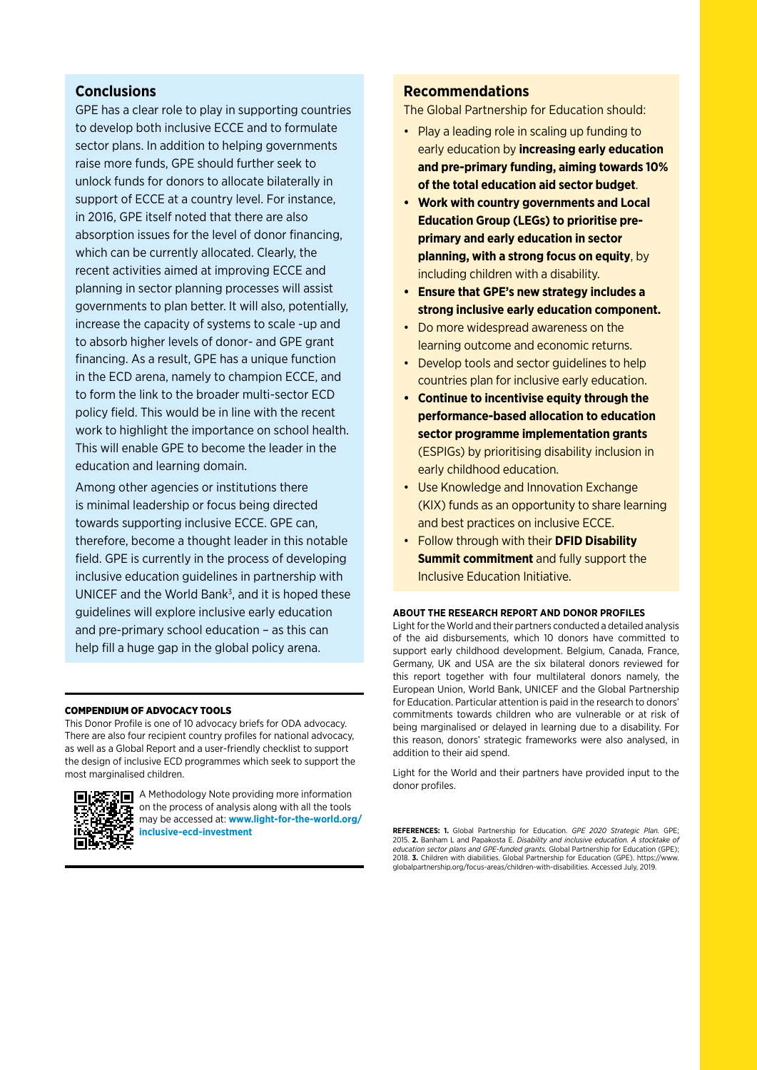## Conclusions

GPE has a clear role to play in supporting countries to develop both inclusive ECCE and to formulate sector plans. In addition to helping governments raise more funds, GPE should further seek to unlock funds for donors to allocate bilaterally in support of ECCE at a country level. For instance, in 2016, GPE itself noted that there are also absorption issues for the level of donor financing, which can be currently allocated. Clearly, the recent activities aimed at improving ECCE and planning in sector planning processes will assist governments to plan better. It will also, potentially, increase the capacity of systems to scale -up and to absorb higher levels of donor- and GPE grant financing. As a result, GPE has a unique function in the ECD arena, namely to champion ECCE, and to form the link to the broader multi-sector ECD policy field. This would be in line with the recent work to highlight the importance on school health. This will enable GPE to become the leader in the education and learning domain.

Among other agencies or institutions there is minimal leadership or focus being directed towards supporting inclusive ECCE. GPE can, therefore, become a thought leader in this notable field. GPE is currently in the process of developing inclusive education guidelines in partnership with UNICEF and the World Bank[3], and it is hoped these guidelines will explore inclusive early education and pre-primary school education – as this can help fill a huge gap in the global policy arena.

#### COMPENDIUM OF ADVOCACY TOOLS

This Donor Profile is one of 10 advocacy briefs for ODA advocacy. There are also four recipient country profiles for national advocacy, as well as a Global Report and a user-friendly checklist to support the design of inclusive ECD programmes which seek to support the most marginalised children.

A Methodology Note providing more information on the process of analysis along with all the tools may be accessed at: **www.light-for-the-world.org/inclusive-ecd-investment**

## Recommendations

The Global Partnership for Education should:

- Play a leading role in scaling up funding to early education by **increasing early education and pre-primary funding, aiming towards 10% of the total education aid sector budget**.
- **Work with country governments and Local Education Group (LEGs) to prioritise pre-primary and early education in sector planning, with a strong focus on equity**, by including children with a disability.
- **Ensure that GPE's new strategy includes a strong inclusive early education component.**
- Do more widespread awareness on the learning outcome and economic returns.
- Develop tools and sector guidelines to help countries plan for inclusive early education.
- **Continue to incentivise equity through the performance-based allocation to education sector programme implementation grants** (ESPIGs) by prioritising disability inclusion in early childhood education.
- Use Knowledge and Innovation Exchange (KIX) funds as an opportunity to share learning and best practices on inclusive ECCE.
- Follow through with their **DFID Disability Summit commitment** and fully support the Inclusive Education Initiative.

#### ABOUT THE RESEARCH REPORT AND DONOR PROFILES

Light for the World and their partners conducted a detailed analysis of the aid disbursements, which 10 donors have committed to support early childhood development. Belgium, Canada, France, Germany, UK and USA are the six bilateral donors reviewed for this report together with four multilateral donors namely, the European Union, World Bank, UNICEF and the Global Partnership for Education. Particular attention is paid in the research to donors' commitments towards children who are vulnerable or at risk of being marginalised or delayed in learning due to a disability. For this reason, donors' strategic frameworks were also analysed, in addition to their aid spend.

Light for the World and their partners have provided input to the donor profiles.

**REFERENCES: 1.** Global Partnership for Education. *GPE 2020 Strategic Plan.* GPE; 2015. **2.** Banham L and Papakosta E. *Disability and inclusive education. A stocktake of education sector plans and GPE-funded grants.* Global Partnership for Education (GPE); 2018. **3.** Children with diabilities. Global Partnership for Education (GPE). https://www.globalpartnership.org/focus-areas/children-with-disabilities. Accessed July, 2019.